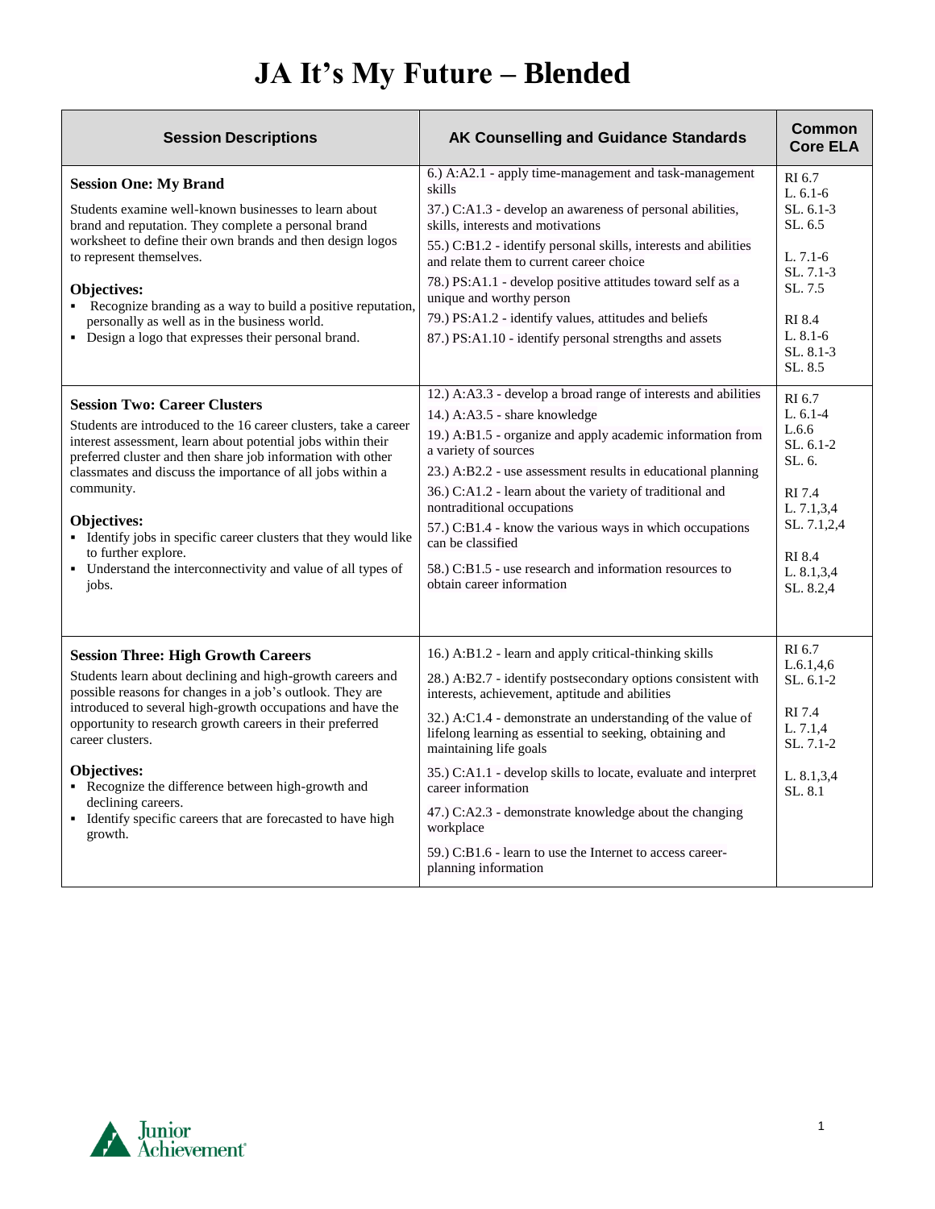# JA It's My Future – Blended

| Session Descriptions | AK Counselling and Guidance Standards | Common Core ELA |
|---|---|---|
| **Session One: My Brand**<br><br>Students examine well-known businesses to learn about brand and reputation. They complete a personal brand worksheet to define their own brands and then design logos to represent themselves.<br><br>**Objectives:**<br>▪ Recognize branding as a way to build a positive reputation, personally as well as in the business world.<br>▪ Design a logo that expresses their personal brand. | 6.) A:A2.1 - apply time-management and task-management skills<br><br>37.) C:A1.3 - develop an awareness of personal abilities, skills, interests and motivations<br><br>55.) C:B1.2 - identify personal skills, interests and abilities and relate them to current career choice<br><br>78.) PS:A1.1 - develop positive attitudes toward self as a unique and worthy person<br><br>79.) PS:A1.2 - identify values, attitudes and beliefs<br><br>87.) PS:A1.10 - identify personal strengths and assets | RI 6.7<br>L. 6.1-6<br>SL. 6.1-3<br>SL. 6.5<br><br>L. 7.1-6<br>SL. 7.1-3<br>SL. 7.5<br><br>RI 8.4<br>L. 8.1-6<br>SL. 8.1-3<br>SL. 8.5 |
| **Session Two: Career Clusters**<br><br>Students are introduced to the 16 career clusters, take a career interest assessment, learn about potential jobs within their preferred cluster and then share job information with other classmates and discuss the importance of all jobs within a community.<br><br>**Objectives:**<br>▪ Identify jobs in specific career clusters that they would like to further explore.<br>▪ Understand the interconnectivity and value of all types of jobs. | 12.) A:A3.3 - develop a broad range of interests and abilities<br><br>14.) A:A3.5 - share knowledge<br><br>19.) A:B1.5 - organize and apply academic information from a variety of sources<br><br>23.) A:B2.2 - use assessment results in educational planning<br><br>36.) C:A1.2 - learn about the variety of traditional and nontraditional occupations<br><br>57.) C:B1.4 - know the various ways in which occupations can be classified<br><br>58.) C:B1.5 - use research and information resources to obtain career information | RI 6.7<br>L. 6.1-4<br>L.6.6<br>SL. 6.1-2<br>SL. 6.<br><br>RI 7.4<br>L. 7.1,3,4<br>SL. 7.1,2,4<br><br>RI 8.4<br>L. 8.1,3,4<br>SL. 8.2,4 |
| **Session Three: High Growth Careers**<br><br>Students learn about declining and high-growth careers and possible reasons for changes in a job's outlook. They are introduced to several high-growth occupations and have the opportunity to research growth careers in their preferred career clusters.<br><br>**Objectives:**<br>▪ Recognize the difference between high-growth and declining careers.<br>▪ Identify specific careers that are forecasted to have high growth. | 16.) A:B1.2 - learn and apply critical-thinking skills<br><br>28.) A:B2.7 - identify postsecondary options consistent with interests, achievement, aptitude and abilities<br><br>32.) A:C1.4 - demonstrate an understanding of the value of lifelong learning as essential to seeking, obtaining and maintaining life goals<br><br>35.) C:A1.1 - develop skills to locate, evaluate and interpret career information<br><br>47.) C:A2.3 - demonstrate knowledge about the changing workplace<br><br>59.) C:B1.6 - learn to use the Internet to access career-planning information | RI 6.7<br>L.6.1,4,6<br>SL. 6.1-2<br><br>RI 7.4<br>L. 7.1,4<br>SL. 7.1-2<br><br>L. 8.1,3,4<br>SL. 8.1 |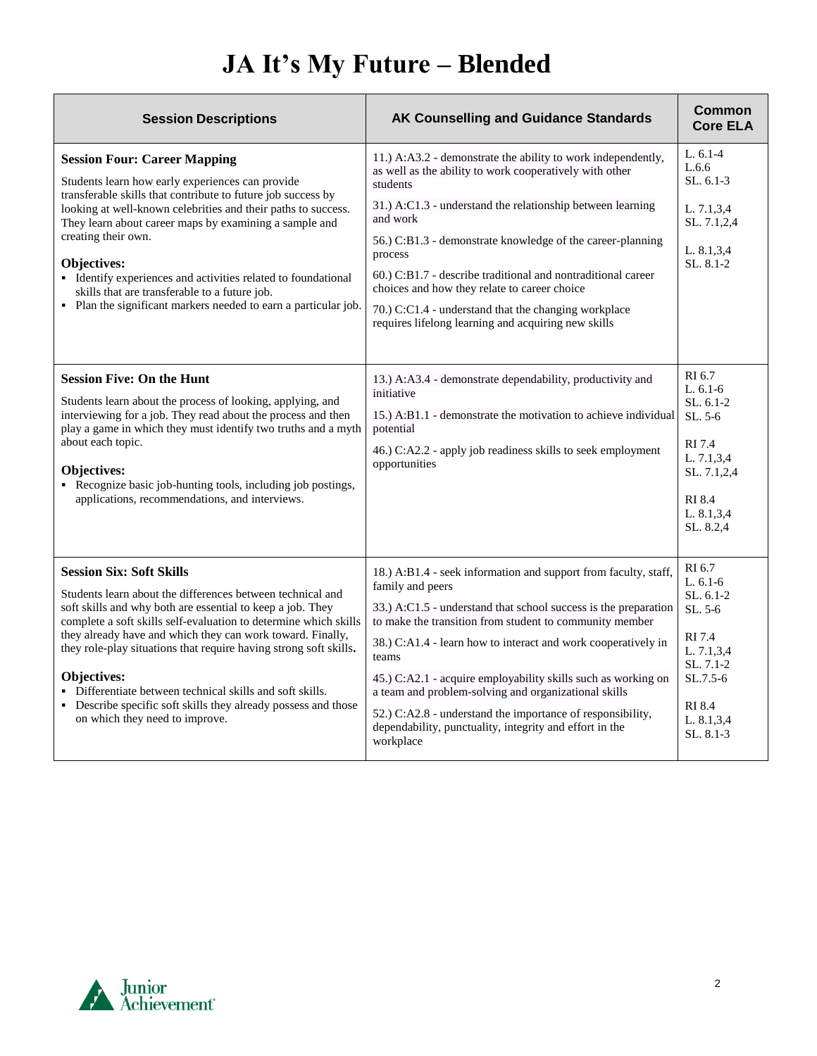# JA It's My Future – Blended

| Session Descriptions | AK Counselling and Guidance Standards | Common Core ELA |
|---|---|---|
| **Session Four: Career Mapping**<br><br>Students learn how early experiences can provide transferable skills that contribute to future job success by looking at well-known celebrities and their paths to success. They learn about career maps by examining a sample and creating their own.<br><br>**Objectives:**<br>▪ Identify experiences and activities related to foundational skills that are transferable to a future job.<br>▪ Plan the significant markers needed to earn a particular job. | 11.) A:A3.2 - demonstrate the ability to work independently, as well as the ability to work cooperatively with other students<br><br>31.) A:C1.3 - understand the relationship between learning and work<br><br>56.) C:B1.3 - demonstrate knowledge of the career-planning process<br><br>60.) C:B1.7 - describe traditional and nontraditional career choices and how they relate to career choice<br><br>70.) C:C1.4 - understand that the changing workplace requires lifelong learning and acquiring new skills | L. 6.1-4<br>L.6.6<br>SL. 6.1-3<br><br>L. 7.1,3,4<br>SL. 7.1,2,4<br><br>L. 8.1,3,4<br>SL. 8.1-2 |
| **Session Five: On the Hunt**<br><br>Students learn about the process of looking, applying, and interviewing for a job. They read about the process and then play a game in which they must identify two truths and a myth about each topic.<br><br>**Objectives:**<br>▪ Recognize basic job-hunting tools, including job postings, applications, recommendations, and interviews. | 13.) A:A3.4 - demonstrate dependability, productivity and initiative<br><br>15.) A:B1.1 - demonstrate the motivation to achieve individual potential<br><br>46.) C:A2.2 - apply job readiness skills to seek employment opportunities | RI 6.7<br>L. 6.1-6<br>SL. 6.1-2<br>SL. 5-6<br><br>RI 7.4<br>L. 7.1,3,4<br>SL. 7.1,2,4<br><br>RI 8.4<br>L. 8.1,3,4<br>SL. 8.2,4 |
| **Session Six: Soft Skills**<br><br>Students learn about the differences between technical and soft skills and why both are essential to keep a job. They complete a soft skills self-evaluation to determine which skills they already have and which they can work toward. Finally, they role-play situations that require having strong soft skills.<br><br>**Objectives:**<br>▪ Differentiate between technical skills and soft skills.<br>▪ Describe specific soft skills they already possess and those on which they need to improve. | 18.) A:B1.4 - seek information and support from faculty, staff, family and peers<br><br>33.) A:C1.5 - understand that school success is the preparation to make the transition from student to community member<br><br>38.) C:A1.4 - learn how to interact and work cooperatively in teams<br><br>45.) C:A2.1 - acquire employability skills such as working on a team and problem-solving and organizational skills<br><br>52.) C:A2.8 - understand the importance of responsibility, dependability, punctuality, integrity and effort in the workplace | RI 6.7<br>L. 6.1-6<br>SL. 6.1-2<br>SL. 5-6<br><br>RI 7.4<br>L. 7.1,3,4<br>SL. 7.1-2<br>SL.7.5-6<br><br>RI 8.4<br>L. 8.1,3,4<br>SL. 8.1-3 |